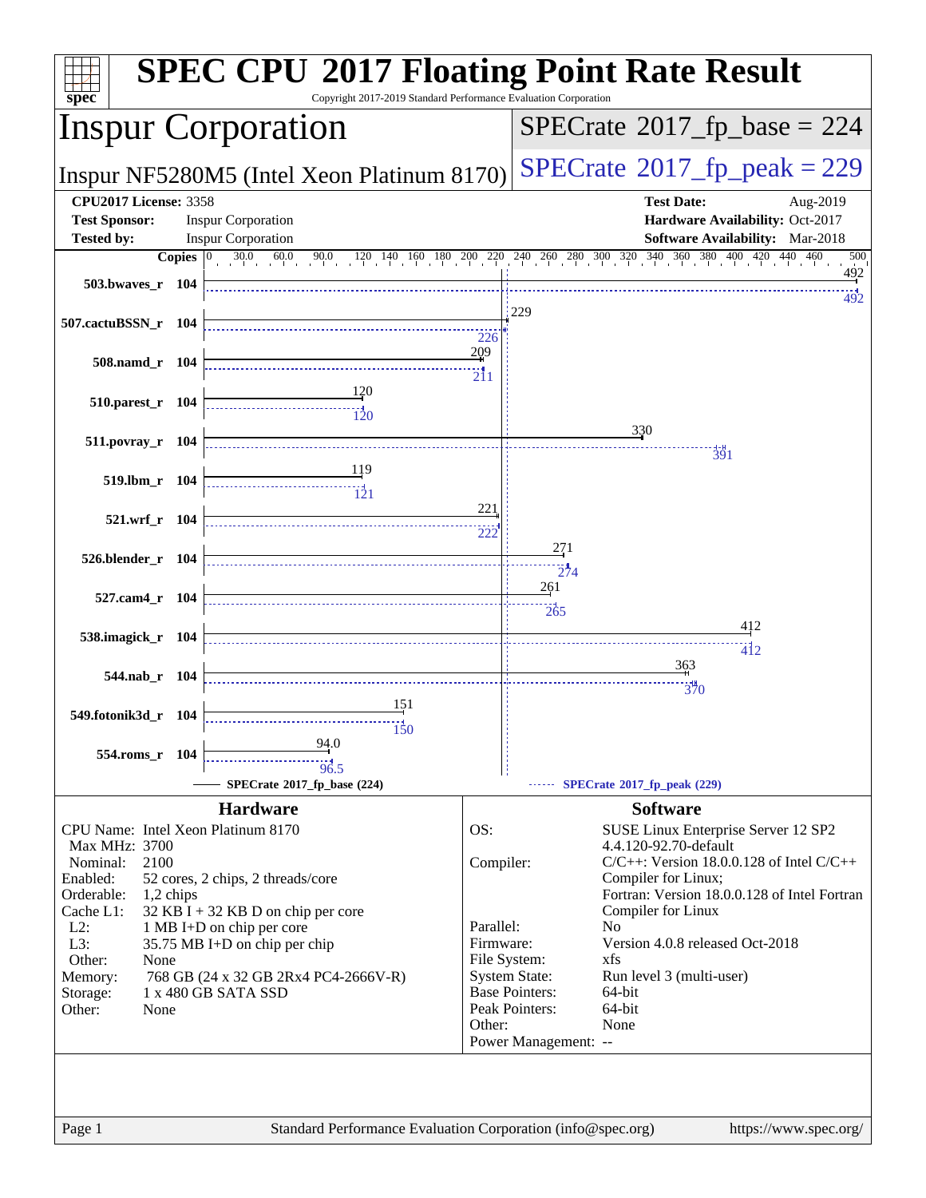# SPEC CPU 2017 Floating Point Rate Result

Copyright 2017-2019 Standard Performance Evaluation Corporation

## Inspur Corporation

**Inspur NF5280M5 (Intel Xeon Platinum 8170)**

SPECrate 2017_fp_base = 224

SPECrate 2017_fp_peak = 229

**CPU2017 License:** 3358
**Test Sponsor:** Inspur Corporation
**Tested by:** Inspur Corporation

**Test Date:** Aug-2019
**Hardware Availability:** Oct-2017
**Software Availability:** Mar-2018

| Benchmark | Copies | Base | Peak |
|---|---|---|---|
| 503.bwaves_r | 104 | 492 | 492 |
| 507.cactuBSSN_r | 104 | 229 | 226 |
| 508.namd_r | 104 | 209 | 211 |
| 510.parest_r | 104 | 120 | 120 |
| 511.povray_r | 104 | 330 | 391 |
| 519.lbm_r | 104 | 119 | 121 |
| 521.wrf_r | 104 | 221 | 222 |
| 526.blender_r | 104 | 271 | 274 |
| 527.cam4_r | 104 | 261 | 265 |
| 538.imagick_r | 104 | 412 | 412 |
| 544.nab_r | 104 | 363 | 370 |
| 549.fotonik3d_r | 104 | 151 | 150 |
| 554.roms_r | 104 | 94.0 | 96.5 |

SPECrate 2017_fp_base (224)
SPECrate 2017_fp_peak (229)

## Hardware

| | |
|---|---|
| CPU Name: | Intel Xeon Platinum 8170 |
| Max MHz: | 3700 |
| Nominal: | 2100 |
| Enabled: | 52 cores, 2 chips, 2 threads/core |
| Orderable: | 1,2 chips |
| Cache L1: | 32 KB I + 32 KB D on chip per core |
| L2: | 1 MB I+D on chip per core |
| L3: | 35.75 MB I+D on chip per chip |
| Other: | None |
| Memory: | 768 GB (24 x 32 GB 2Rx4 PC4-2666V-R) |
| Storage: | 1 x 480 GB SATA SSD |
| Other: | None |

## Software

| | |
|---|---|
| OS: | SUSE Linux Enterprise Server 12 SP2 4.4.120-92.70-default |
| Compiler: | C/C++: Version 18.0.0.128 of Intel C/C++ Compiler for Linux; Fortran: Version 18.0.0.128 of Intel Fortran Compiler for Linux |
| Parallel: | No |
| Firmware: | Version 4.0.8 released Oct-2018 |
| File System: | xfs |
| System State: | Run level 3 (multi-user) |
| Base Pointers: | 64-bit |
| Peak Pointers: | 64-bit |
| Other: | None |
| Power Management: | -- |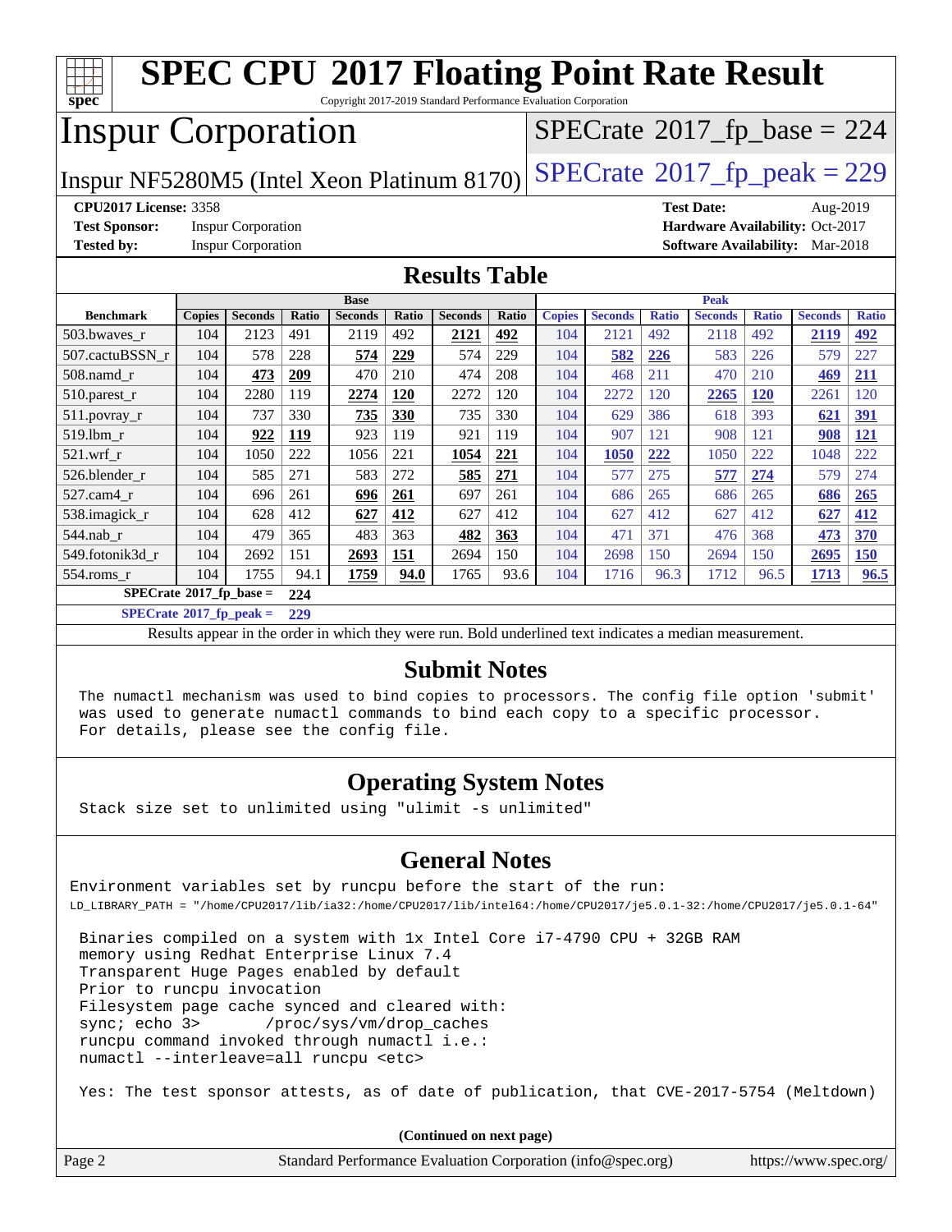# SPEC CPU 2017 Floating Point Rate Result

Copyright 2017-2019 Standard Performance Evaluation Corporation

## Inspur Corporation

Inspur NF5280M5 (Intel Xeon Platinum 8170)

SPECrate 2017_fp_base = 224

SPECrate 2017_fp_peak = 229

**CPU2017 License:** 3358
**Test Sponsor:** Inspur Corporation
**Tested by:** Inspur Corporation

**Test Date:** Aug-2019
**Hardware Availability:** Oct-2017
**Software Availability:** Mar-2018

## Results Table

| Benchmark | Base | | | | | | | Peak | | | | | | |
|---|---|---|---|---|---|---|---|---|---|---|---|---|---|---|
| | Copies | Seconds | Ratio | Seconds | Ratio | Seconds | Ratio | Copies | Seconds | Ratio | Seconds | Ratio | Seconds | Ratio |
| 503.bwaves_r | 104 | 2123 | 491 | 2119 | 492 | **2121** | **492** | 104 | 2121 | 492 | 2118 | 492 | **2119** | **492** |
| 507.cactuBSSN_r | 104 | 578 | 228 | **574** | **229** | 574 | 229 | 104 | **582** | **226** | 583 | 226 | 579 | 227 |
| 508.namd_r | 104 | **473** | **209** | 470 | 210 | 474 | 208 | 104 | 468 | 211 | 470 | 210 | **469** | **211** |
| 510.parest_r | 104 | 2280 | 119 | **2274** | **120** | 2272 | 120 | 104 | 2272 | 120 | **2265** | **120** | 2261 | 120 |
| 511.povray_r | 104 | 737 | 330 | **735** | **330** | 735 | 330 | 104 | 629 | 386 | 618 | 393 | **621** | **391** |
| 519.lbm_r | 104 | **922** | **119** | 923 | 119 | 921 | 119 | 104 | 907 | 121 | 908 | 121 | **908** | **121** |
| 521.wrf_r | 104 | 1050 | 222 | 1056 | 221 | **1054** | **221** | 104 | **1050** | **222** | 1050 | 222 | 1048 | 222 |
| 526.blender_r | 104 | 585 | 271 | 583 | 272 | **585** | **271** | 104 | 577 | 275 | **577** | **274** | 579 | 274 |
| 527.cam4_r | 104 | 696 | 261 | **696** | **261** | 697 | 261 | 104 | 686 | 265 | 686 | 265 | **686** | **265** |
| 538.imagick_r | 104 | 628 | 412 | **627** | **412** | 627 | 412 | 104 | 627 | 412 | 627 | 412 | **627** | **412** |
| 544.nab_r | 104 | 479 | 365 | 483 | 363 | **482** | **363** | 104 | 471 | 371 | 476 | 368 | **473** | **370** |
| 549.fotonik3d_r | 104 | 2692 | 151 | **2693** | **151** | 2694 | 150 | 104 | 2698 | 150 | 2694 | 150 | **2695** | **150** |
| 554.roms_r | 104 | 1755 | 94.1 | **1759** | **94.0** | 1765 | 93.6 | 104 | 1716 | 96.3 | 1712 | 96.5 | **1713** | **96.5** |

SPECrate 2017_fp_base = **224**

SPECrate 2017_fp_peak = **229**

Results appear in the order in which they were run. Bold underlined text indicates a median measurement.

## Submit Notes

```
The numactl mechanism was used to bind copies to processors. The config file option 'submit'
was used to generate numactl commands to bind each copy to a specific processor.
For details, please see the config file.
```

## Operating System Notes

```
Stack size set to unlimited using "ulimit -s unlimited"
```

## General Notes

```
Environment variables set by runcpu before the start of the run:
LD_LIBRARY_PATH = "/home/CPU2017/lib/ia32:/home/CPU2017/lib/intel64:/home/CPU2017/je5.0.1-32:/home/CPU2017/je5.0.1-64"

 Binaries compiled on a system with 1x Intel Core i7-4790 CPU + 32GB RAM
 memory using Redhat Enterprise Linux 7.4
 Transparent Huge Pages enabled by default
 Prior to runcpu invocation
 Filesystem page cache synced and cleared with:
 sync; echo 3>       /proc/sys/vm/drop_caches
 runcpu command invoked through numactl i.e.:
 numactl --interleave=all runcpu <etc>

 Yes: The test sponsor attests, as of date of publication, that CVE-2017-5754 (Meltdown)
```

**(Continued on next page)**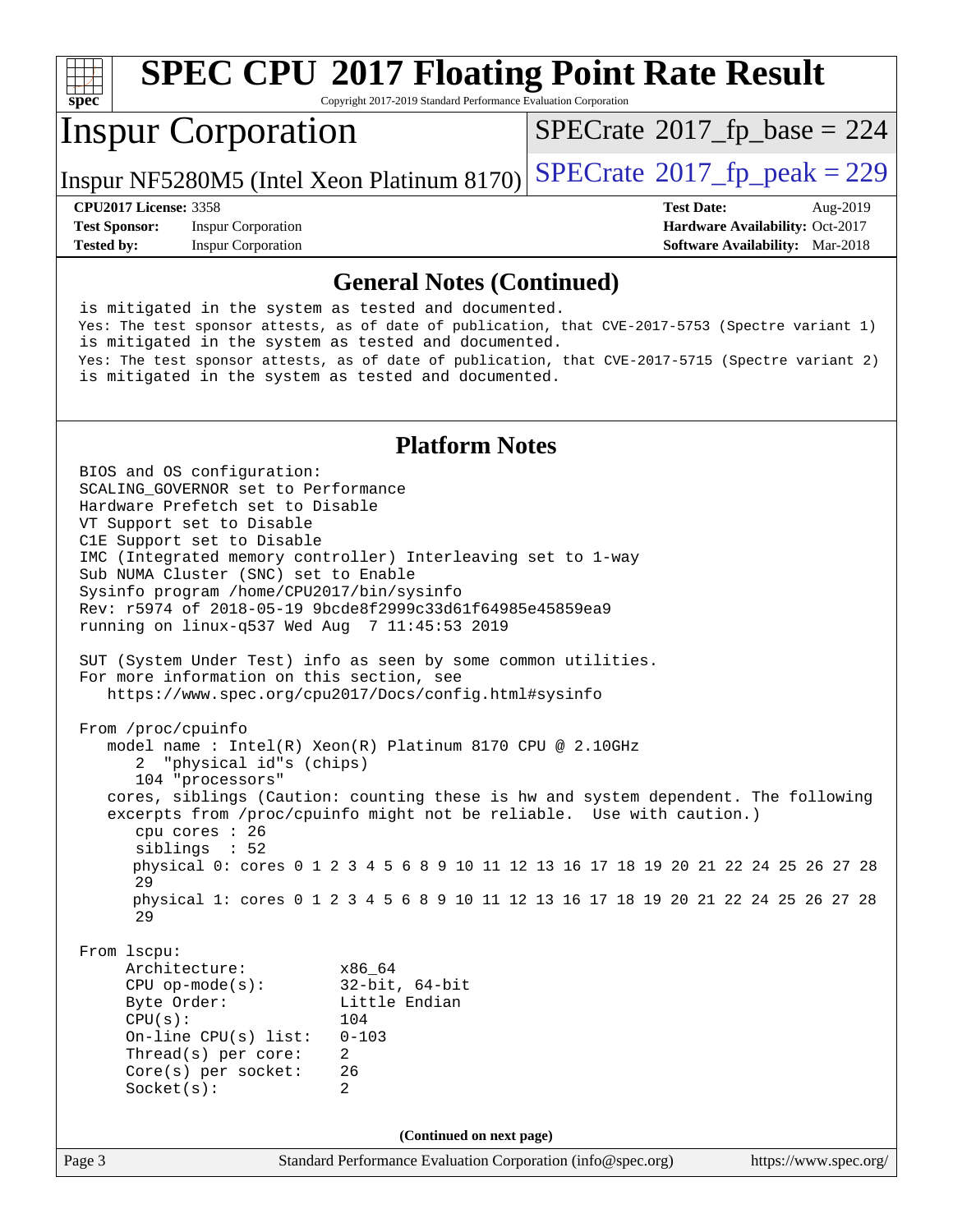## General Notes (Continued)

```
is mitigated in the system as tested and documented.
Yes: The test sponsor attests, as of date of publication, that CVE-2017-5753 (Spectre variant 1)
is mitigated in the system as tested and documented.
Yes: The test sponsor attests, as of date of publication, that CVE-2017-5715 (Spectre variant 2)
is mitigated in the system as tested and documented.
```

## Platform Notes

```
BIOS and OS configuration:
SCALING_GOVERNOR set to Performance
Hardware Prefetch set to Disable
VT Support set to Disable
C1E Support set to Disable
IMC (Integrated memory controller) Interleaving set to 1-way
Sub NUMA Cluster (SNC) set to Enable
Sysinfo program /home/CPU2017/bin/sysinfo
Rev: r5974 of 2018-05-19 9bcde8f2999c33d61f64985e45859ea9
running on linux-q537 Wed Aug  7 11:45:53 2019

SUT (System Under Test) info as seen by some common utilities.
For more information on this section, see
   https://www.spec.org/cpu2017/Docs/config.html#sysinfo

From /proc/cpuinfo
   model name : Intel(R) Xeon(R) Platinum 8170 CPU @ 2.10GHz
      2  "physical id"s (chips)
      104 "processors"
   cores, siblings (Caution: counting these is hw and system dependent. The following
   excerpts from /proc/cpuinfo might not be reliable.  Use with caution.)
      cpu cores : 26
      siblings  : 52
      physical 0: cores 0 1 2 3 4 5 6 8 9 10 11 12 13 16 17 18 19 20 21 22 24 25 26 27 28
      29
      physical 1: cores 0 1 2 3 4 5 6 8 9 10 11 12 13 16 17 18 19 20 21 22 24 25 26 27 28
      29

From lscpu:
     Architecture:          x86_64
     CPU op-mode(s):        32-bit, 64-bit
     Byte Order:            Little Endian
     CPU(s):                104
     On-line CPU(s) list:   0-103
     Thread(s) per core:    2
     Core(s) per socket:    26
     Socket(s):             2
```

(Continued on next page)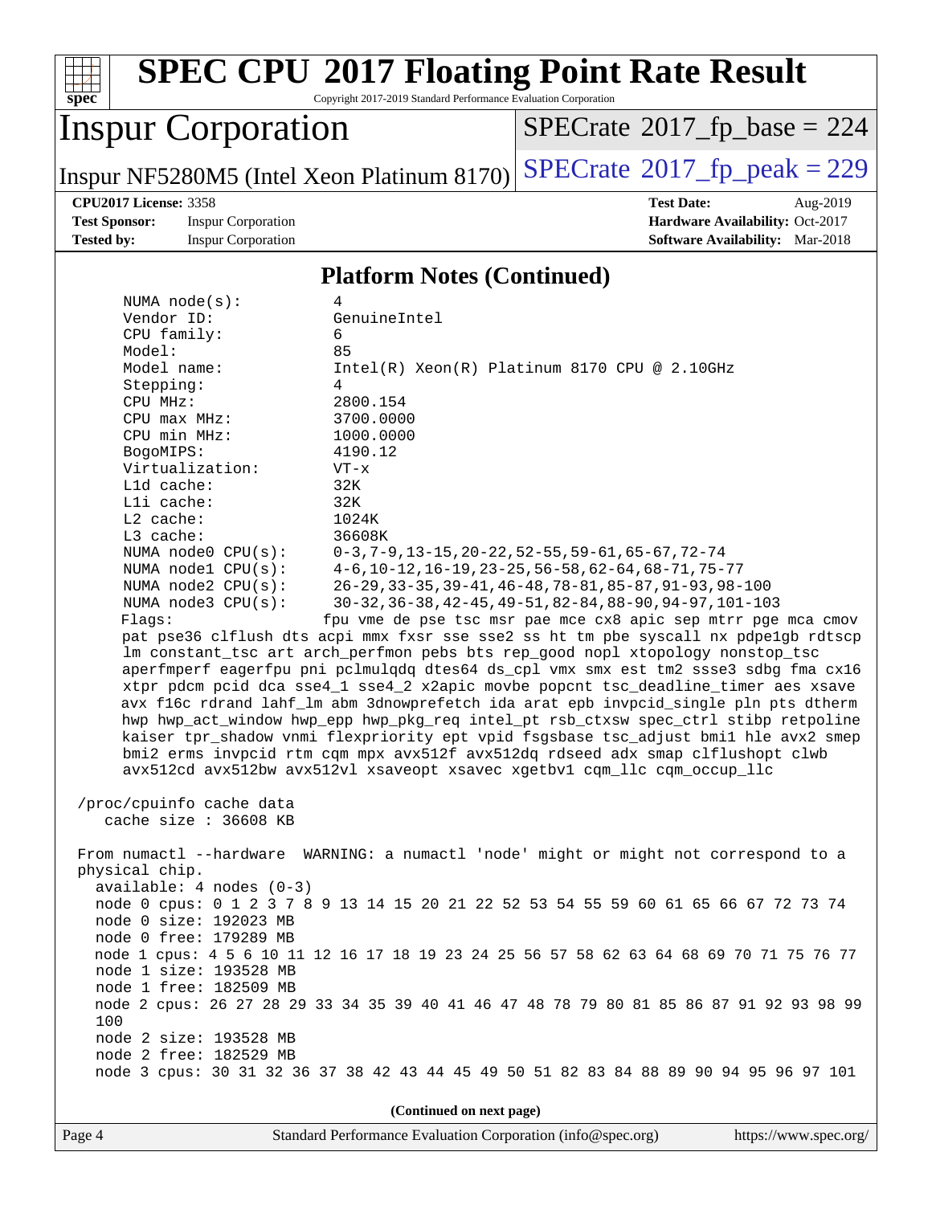## Platform Notes (Continued)

```
     NUMA node(s):          4
     Vendor ID:             GenuineIntel
     CPU family:            6
     Model:                 85
     Model name:            Intel(R) Xeon(R) Platinum 8170 CPU @ 2.10GHz
     Stepping:              4
     CPU MHz:               2800.154
     CPU max MHz:           3700.0000
     CPU min MHz:           1000.0000
     BogoMIPS:              4190.12
     Virtualization:        VT-x
     L1d cache:             32K
     L1i cache:             32K
     L2 cache:              1024K
     L3 cache:              36608K
     NUMA node0 CPU(s):     0-3,7-9,13-15,20-22,52-55,59-61,65-67,72-74
     NUMA node1 CPU(s):     4-6,10-12,16-19,23-25,56-58,62-64,68-71,75-77
     NUMA node2 CPU(s):     26-29,33-35,39-41,46-48,78-81,85-87,91-93,98-100
     NUMA node3 CPU(s):     30-32,36-38,42-45,49-51,82-84,88-90,94-97,101-103
     Flags:                fpu vme de pse tsc msr pae mce cx8 apic sep mtrr pge mca cmov
     pat pse36 clflush dts acpi mmx fxsr sse sse2 ss ht tm pbe syscall nx pdpe1gb rdtscp
     lm constant_tsc art arch_perfmon pebs bts rep_good nopl xtopology nonstop_tsc
     aperfmperf eagerfpu pni pclmulqdq dtes64 ds_cpl vmx smx est tm2 ssse3 sdbg fma cx16
     xtpr pdcm pcid dca sse4_1 sse4_2 x2apic movbe popcnt tsc_deadline_timer aes xsave
     avx f16c rdrand lahf_lm abm 3dnowprefetch ida arat epb invpcid_single pln pts dtherm
     hwp hwp_act_window hwp_epp hwp_pkg_req intel_pt rsb_ctxsw spec_ctrl stibp retpoline
     kaiser tpr_shadow vnmi flexpriority ept vpid fsgsbase tsc_adjust bmi1 hle avx2 smep
     bmi2 erms invpcid rtm cqm mpx avx512f avx512dq rdseed adx smap clflushopt clwb
     avx512cd avx512bw avx512vl xsaveopt xsavec xgetbv1 cqm_llc cqm_occup_llc

 /proc/cpuinfo cache data
    cache size : 36608 KB

 From numactl --hardware  WARNING: a numactl 'node' might or might not correspond to a
 physical chip.
   available: 4 nodes (0-3)
   node 0 cpus: 0 1 2 3 7 8 9 13 14 15 20 21 22 52 53 54 55 59 60 61 65 66 67 72 73 74
   node 0 size: 192023 MB
   node 0 free: 179289 MB
   node 1 cpus: 4 5 6 10 11 12 16 17 18 19 23 24 25 56 57 58 62 63 64 68 69 70 71 75 76 77
   node 1 size: 193528 MB
   node 1 free: 182509 MB
   node 2 cpus: 26 27 28 29 33 34 35 39 40 41 46 47 48 78 79 80 81 85 86 87 91 92 93 98 99
   100
   node 2 size: 193528 MB
   node 2 free: 182529 MB
   node 3 cpus: 30 31 32 36 37 38 42 43 44 45 49 50 51 82 83 84 88 89 90 94 95 96 97 101
```

(Continued on next page)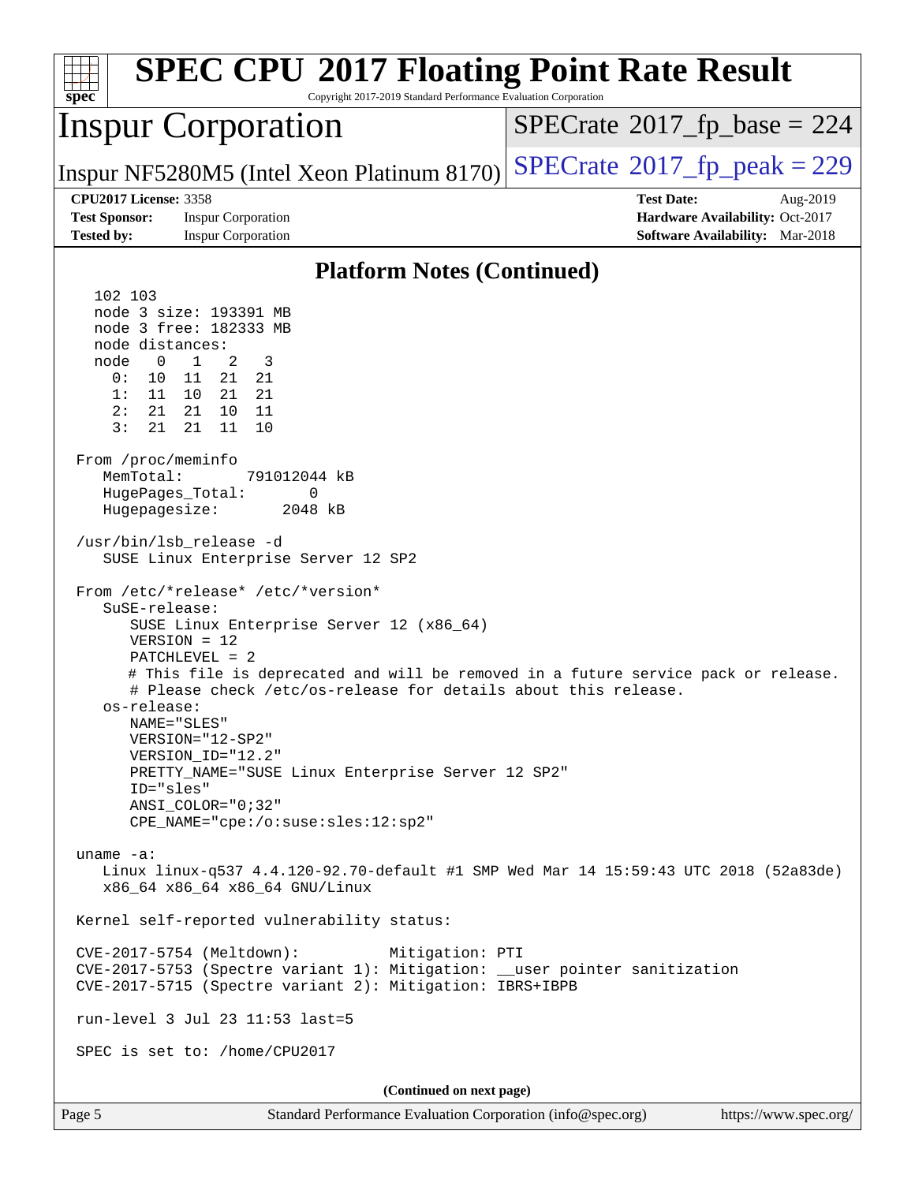## Platform Notes (Continued)

```
  102 103
  node 3 size: 193391 MB
  node 3 free: 182333 MB
  node distances:
  node   0   1   2   3
    0:  10  11  21  21
    1:  11  10  21  21
    2:  21  21  10  11
    3:  21  21  11  10

From /proc/meminfo
   MemTotal:       791012044 kB
   HugePages_Total:       0
   Hugepagesize:       2048 kB

/usr/bin/lsb_release -d
   SUSE Linux Enterprise Server 12 SP2

From /etc/*release* /etc/*version*
   SuSE-release:
      SUSE Linux Enterprise Server 12 (x86_64)
      VERSION = 12
      PATCHLEVEL = 2
      # This file is deprecated and will be removed in a future service pack or release.
      # Please check /etc/os-release for details about this release.
   os-release:
      NAME="SLES"
      VERSION="12-SP2"
      VERSION_ID="12.2"
      PRETTY_NAME="SUSE Linux Enterprise Server 12 SP2"
      ID="sles"
      ANSI_COLOR="0;32"
      CPE_NAME="cpe:/o:suse:sles:12:sp2"

uname -a:
   Linux linux-q537 4.4.120-92.70-default #1 SMP Wed Mar 14 15:59:43 UTC 2018 (52a83de)
   x86_64 x86_64 x86_64 GNU/Linux

Kernel self-reported vulnerability status:

CVE-2017-5754 (Meltdown):          Mitigation: PTI
CVE-2017-5753 (Spectre variant 1): Mitigation: __user pointer sanitization
CVE-2017-5715 (Spectre variant 2): Mitigation: IBRS+IBPB

run-level 3 Jul 23 11:53 last=5

SPEC is set to: /home/CPU2017
```

(Continued on next page)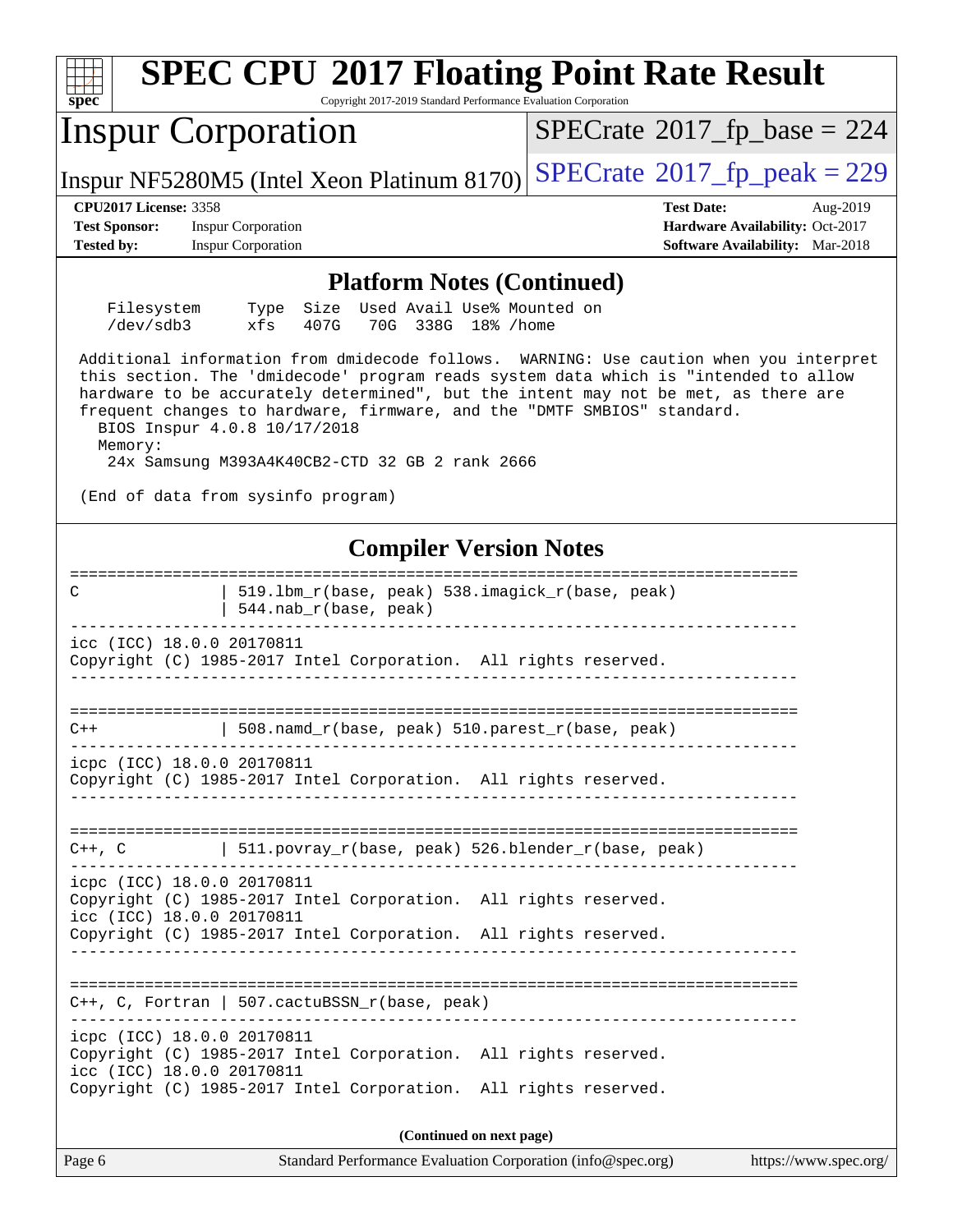## Platform Notes (Continued)

```
    Filesystem     Type  Size  Used Avail Use% Mounted on
    /dev/sdb3      xfs   407G   70G  338G  18% /home

 Additional information from dmidecode follows.  WARNING: Use caution when you interpret
 this section. The 'dmidecode' program reads system data which is "intended to allow
 hardware to be accurately determined", but the intent may not be met, as there are
 frequent changes to hardware, firmware, and the "DMTF SMBIOS" standard.
   BIOS Inspur 4.0.8 10/17/2018
   Memory:
    24x Samsung M393A4K40CB2-CTD 32 GB 2 rank 2666

 (End of data from sysinfo program)
```

## Compiler Version Notes

```
==============================================================================
C               | 519.lbm_r(base, peak) 538.imagick_r(base, peak)
                | 544.nab_r(base, peak)
------------------------------------------------------------------------------
icc (ICC) 18.0.0 20170811
Copyright (C) 1985-2017 Intel Corporation.  All rights reserved.
------------------------------------------------------------------------------

==============================================================================
C++             | 508.namd_r(base, peak) 510.parest_r(base, peak)
------------------------------------------------------------------------------
icpc (ICC) 18.0.0 20170811
Copyright (C) 1985-2017 Intel Corporation.  All rights reserved.
------------------------------------------------------------------------------

==============================================================================
C++, C          | 511.povray_r(base, peak) 526.blender_r(base, peak)
------------------------------------------------------------------------------
icpc (ICC) 18.0.0 20170811
Copyright (C) 1985-2017 Intel Corporation.  All rights reserved.
icc (ICC) 18.0.0 20170811
Copyright (C) 1985-2017 Intel Corporation.  All rights reserved.
------------------------------------------------------------------------------

==============================================================================
C++, C, Fortran | 507.cactuBSSN_r(base, peak)
------------------------------------------------------------------------------
icpc (ICC) 18.0.0 20170811
Copyright (C) 1985-2017 Intel Corporation.  All rights reserved.
icc (ICC) 18.0.0 20170811
Copyright (C) 1985-2017 Intel Corporation.  All rights reserved.
```

**(Continued on next page)**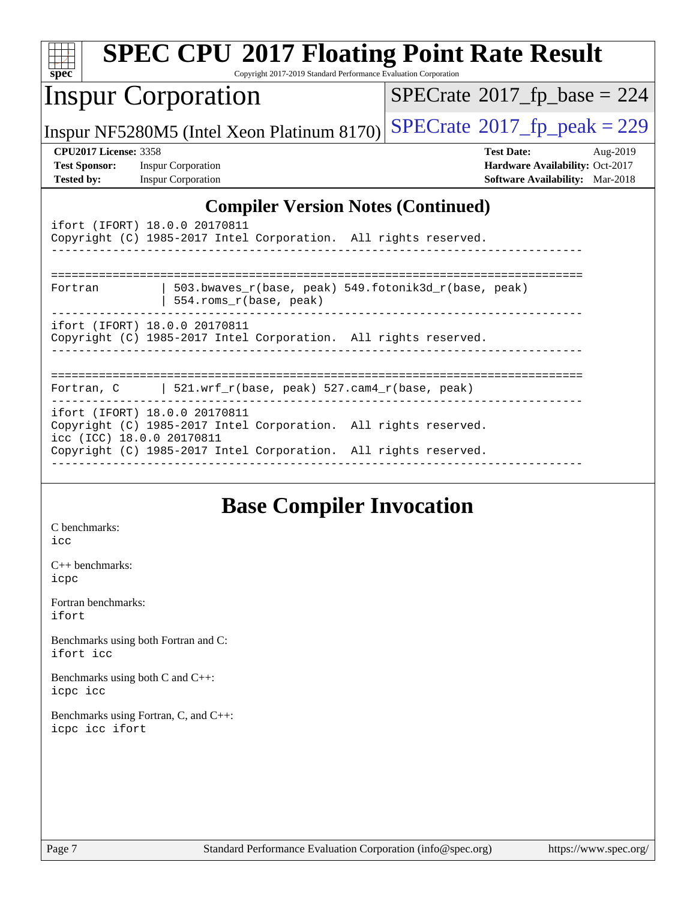## Compiler Version Notes (Continued)

```
ifort (IFORT) 18.0.0 20170811
Copyright (C) 1985-2017 Intel Corporation.  All rights reserved.
------------------------------------------------------------------------------

==============================================================================
Fortran         | 503.bwaves_r(base, peak) 549.fotonik3d_r(base, peak)
                | 554.roms_r(base, peak)
------------------------------------------------------------------------------
ifort (IFORT) 18.0.0 20170811
Copyright (C) 1985-2017 Intel Corporation.  All rights reserved.
------------------------------------------------------------------------------

==============================================================================
Fortran, C      | 521.wrf_r(base, peak) 527.cam4_r(base, peak)
------------------------------------------------------------------------------
ifort (IFORT) 18.0.0 20170811
Copyright (C) 1985-2017 Intel Corporation.  All rights reserved.
icc (ICC) 18.0.0 20170811
Copyright (C) 1985-2017 Intel Corporation.  All rights reserved.
------------------------------------------------------------------------------
```

## Base Compiler Invocation

C benchmarks:
`icc`

C++ benchmarks:
`icpc`

Fortran benchmarks:
`ifort`

Benchmarks using both Fortran and C:
`ifort icc`

Benchmarks using both C and C++:
`icpc icc`

Benchmarks using Fortran, C, and C++:
`icpc icc ifort`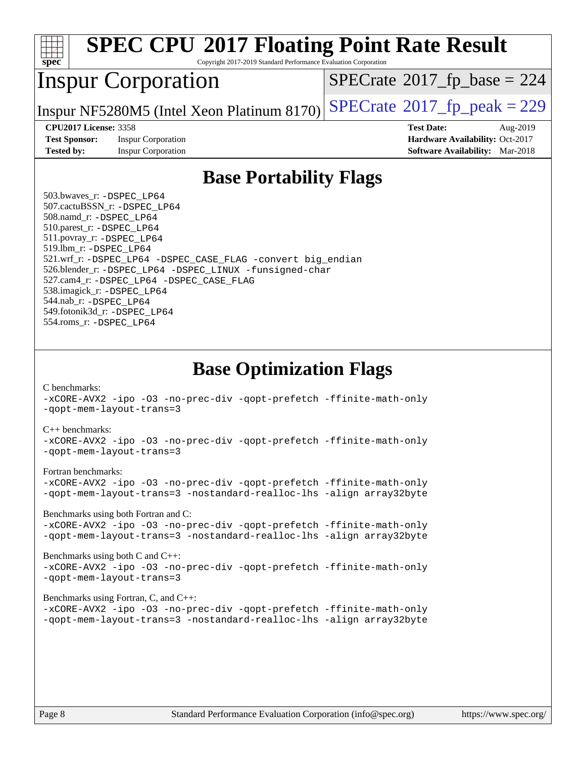# SPEC CPU 2017 Floating Point Rate Result

Copyright 2017-2019 Standard Performance Evaluation Corporation

## Inspur Corporation

Inspur NF5280M5 (Intel Xeon Platinum 8170)

SPECrate 2017_fp_base = 224

SPECrate 2017_fp_peak = 229

**CPU2017 License:** 3358
**Test Sponsor:** Inspur Corporation
**Tested by:** Inspur Corporation

**Test Date:** Aug-2019
**Hardware Availability:** Oct-2017
**Software Availability:** Mar-2018

## Base Portability Flags

503.bwaves_r: -DSPEC_LP64
507.cactuBSSN_r: -DSPEC_LP64
508.namd_r: -DSPEC_LP64
510.parest_r: -DSPEC_LP64
511.povray_r: -DSPEC_LP64
519.lbm_r: -DSPEC_LP64
521.wrf_r: -DSPEC_LP64 -DSPEC_CASE_FLAG -convert big_endian
526.blender_r: -DSPEC_LP64 -DSPEC_LINUX -funsigned-char
527.cam4_r: -DSPEC_LP64 -DSPEC_CASE_FLAG
538.imagick_r: -DSPEC_LP64
544.nab_r: -DSPEC_LP64
549.fotonik3d_r: -DSPEC_LP64
554.roms_r: -DSPEC_LP64

## Base Optimization Flags

C benchmarks:
-xCORE-AVX2 -ipo -O3 -no-prec-div -qopt-prefetch -ffinite-math-only
-qopt-mem-layout-trans=3

C++ benchmarks:
-xCORE-AVX2 -ipo -O3 -no-prec-div -qopt-prefetch -ffinite-math-only
-qopt-mem-layout-trans=3

Fortran benchmarks:
-xCORE-AVX2 -ipo -O3 -no-prec-div -qopt-prefetch -ffinite-math-only
-qopt-mem-layout-trans=3 -nostandard-realloc-lhs -align array32byte

Benchmarks using both Fortran and C:
-xCORE-AVX2 -ipo -O3 -no-prec-div -qopt-prefetch -ffinite-math-only
-qopt-mem-layout-trans=3 -nostandard-realloc-lhs -align array32byte

Benchmarks using both C and C++:
-xCORE-AVX2 -ipo -O3 -no-prec-div -qopt-prefetch -ffinite-math-only
-qopt-mem-layout-trans=3

Benchmarks using Fortran, C, and C++:
-xCORE-AVX2 -ipo -O3 -no-prec-div -qopt-prefetch -ffinite-math-only
-qopt-mem-layout-trans=3 -nostandard-realloc-lhs -align array32byte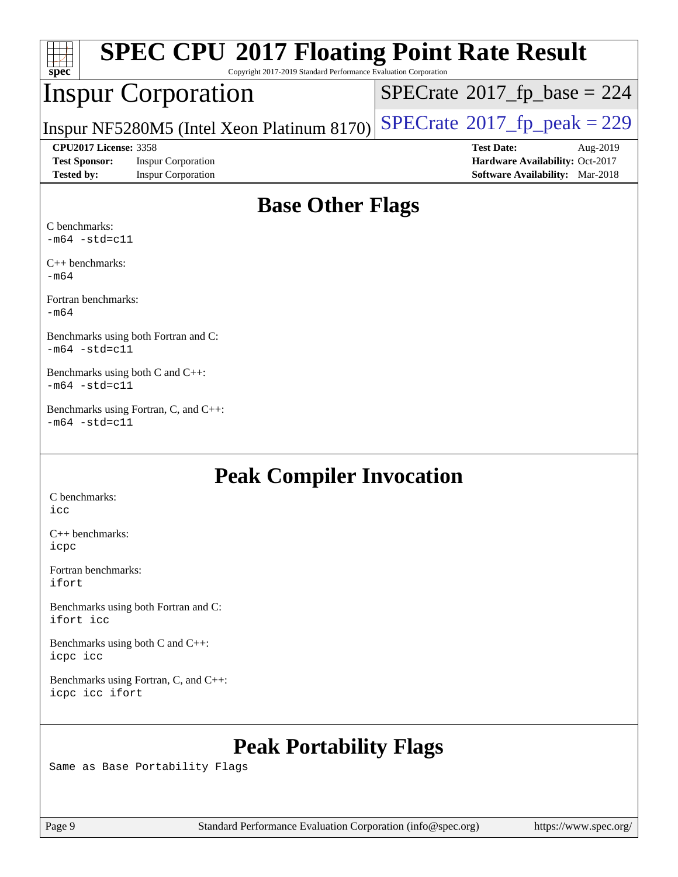## Base Other Flags

C benchmarks:
`-m64 -std=c11`

C++ benchmarks:
`-m64`

Fortran benchmarks:
`-m64`

Benchmarks using both Fortran and C:
`-m64 -std=c11`

Benchmarks using both C and C++:
`-m64 -std=c11`

Benchmarks using Fortran, C, and C++:
`-m64 -std=c11`

## Peak Compiler Invocation

C benchmarks:
`icc`

C++ benchmarks:
`icpc`

Fortran benchmarks:
`ifort`

Benchmarks using both Fortran and C:
`ifort icc`

Benchmarks using both C and C++:
`icpc icc`

Benchmarks using Fortran, C, and C++:
`icpc icc ifort`

## Peak Portability Flags

Same as Base Portability Flags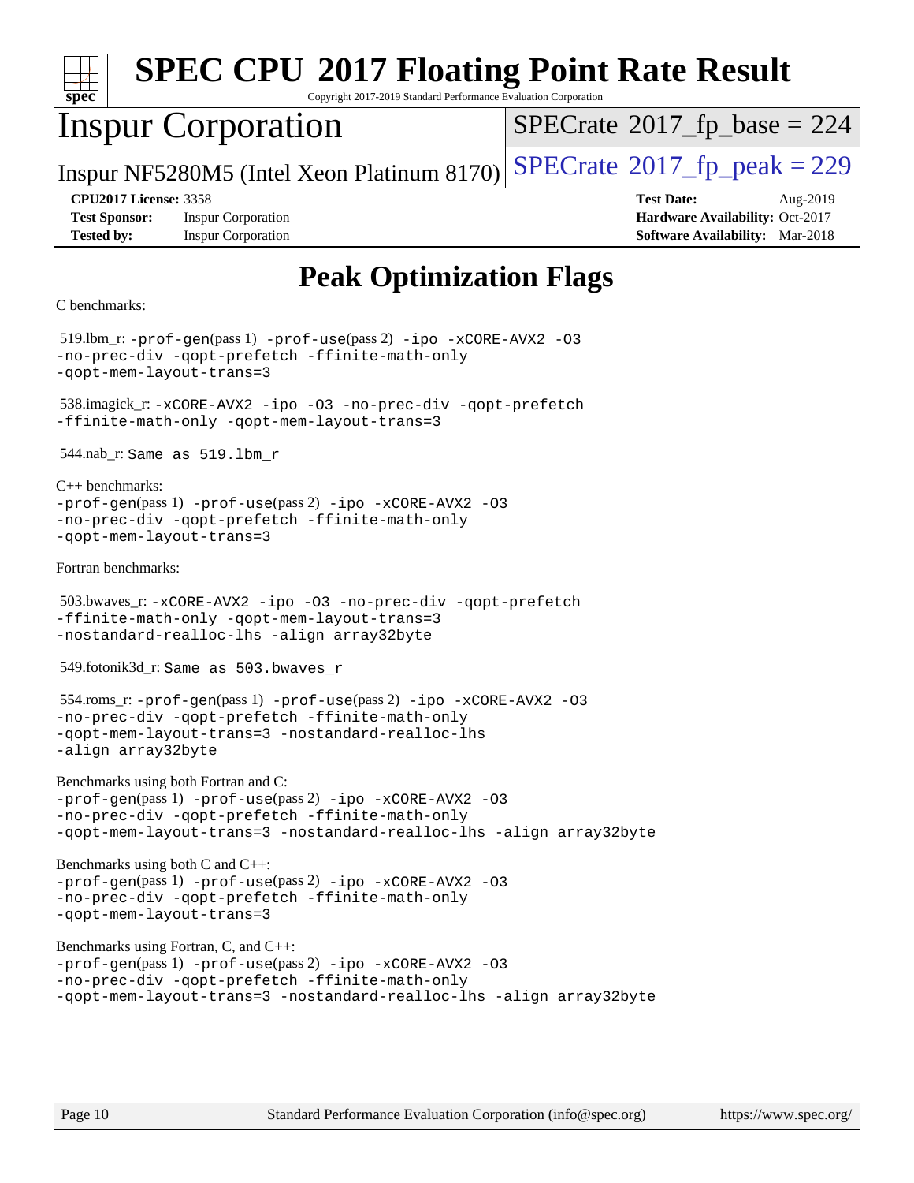# SPEC CPU 2017 Floating Point Rate Result

Copyright 2017-2019 Standard Performance Evaluation Corporation

## Inspur Corporation

Inspur NF5280M5 (Intel Xeon Platinum 8170)

SPECrate 2017_fp_base = 224

SPECrate 2017_fp_peak = 229

**CPU2017 License:** 3358
**Test Sponsor:** Inspur Corporation
**Tested by:** Inspur Corporation

**Test Date:** Aug-2019
**Hardware Availability:** Oct-2017
**Software Availability:** Mar-2018

# Peak Optimization Flags

C benchmarks:

519.lbm_r: -prof-gen(pass 1) -prof-use(pass 2) -ipo -xCORE-AVX2 -O3 -no-prec-div -qopt-prefetch -ffinite-math-only -qopt-mem-layout-trans=3

538.imagick_r: -xCORE-AVX2 -ipo -O3 -no-prec-div -qopt-prefetch -ffinite-math-only -qopt-mem-layout-trans=3

544.nab_r: Same as 519.lbm_r

C++ benchmarks:

-prof-gen(pass 1) -prof-use(pass 2) -ipo -xCORE-AVX2 -O3 -no-prec-div -qopt-prefetch -ffinite-math-only -qopt-mem-layout-trans=3

Fortran benchmarks:

503.bwaves_r: -xCORE-AVX2 -ipo -O3 -no-prec-div -qopt-prefetch -ffinite-math-only -qopt-mem-layout-trans=3 -nostandard-realloc-lhs -align array32byte

549.fotonik3d_r: Same as 503.bwaves_r

554.roms_r: -prof-gen(pass 1) -prof-use(pass 2) -ipo -xCORE-AVX2 -O3 -no-prec-div -qopt-prefetch -ffinite-math-only -qopt-mem-layout-trans=3 -nostandard-realloc-lhs -align array32byte

Benchmarks using both Fortran and C:

-prof-gen(pass 1) -prof-use(pass 2) -ipo -xCORE-AVX2 -O3 -no-prec-div -qopt-prefetch -ffinite-math-only -qopt-mem-layout-trans=3 -nostandard-realloc-lhs -align array32byte

Benchmarks using both C and C++:

-prof-gen(pass 1) -prof-use(pass 2) -ipo -xCORE-AVX2 -O3 -no-prec-div -qopt-prefetch -ffinite-math-only -qopt-mem-layout-trans=3

Benchmarks using Fortran, C, and C++:

-prof-gen(pass 1) -prof-use(pass 2) -ipo -xCORE-AVX2 -O3 -no-prec-div -qopt-prefetch -ffinite-math-only -qopt-mem-layout-trans=3 -nostandard-realloc-lhs -align array32byte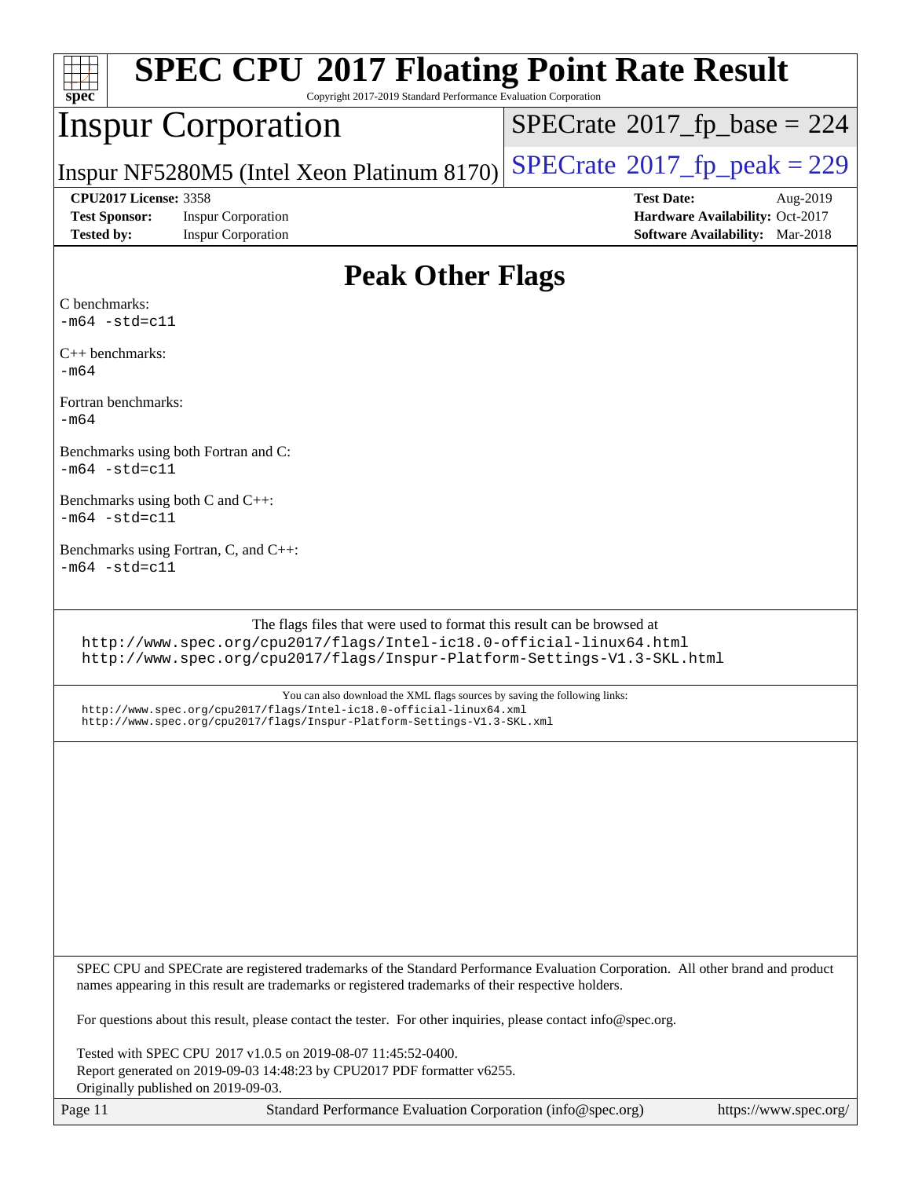# Peak Other Flags

C benchmarks:
-m64 -std=c11

C++ benchmarks:
-m64

Fortran benchmarks:
-m64

Benchmarks using both Fortran and C:
-m64 -std=c11

Benchmarks using both C and C++:
-m64 -std=c11

Benchmarks using Fortran, C, and C++:
-m64 -std=c11

The flags files that were used to format this result can be browsed at
http://www.spec.org/cpu2017/flags/Intel-ic18.0-official-linux64.html
http://www.spec.org/cpu2017/flags/Inspur-Platform-Settings-V1.3-SKL.html

You can also download the XML flags sources by saving the following links:
http://www.spec.org/cpu2017/flags/Intel-ic18.0-official-linux64.xml
http://www.spec.org/cpu2017/flags/Inspur-Platform-Settings-V1.3-SKL.xml

SPEC CPU and SPECrate are registered trademarks of the Standard Performance Evaluation Corporation. All other brand and product names appearing in this result are trademarks or registered trademarks of their respective holders.

For questions about this result, please contact the tester. For other inquiries, please contact info@spec.org.

Tested with SPEC CPU 2017 v1.0.5 on 2019-08-07 11:45:52-0400.
Report generated on 2019-09-03 14:48:23 by CPU2017 PDF formatter v6255.
Originally published on 2019-09-03.